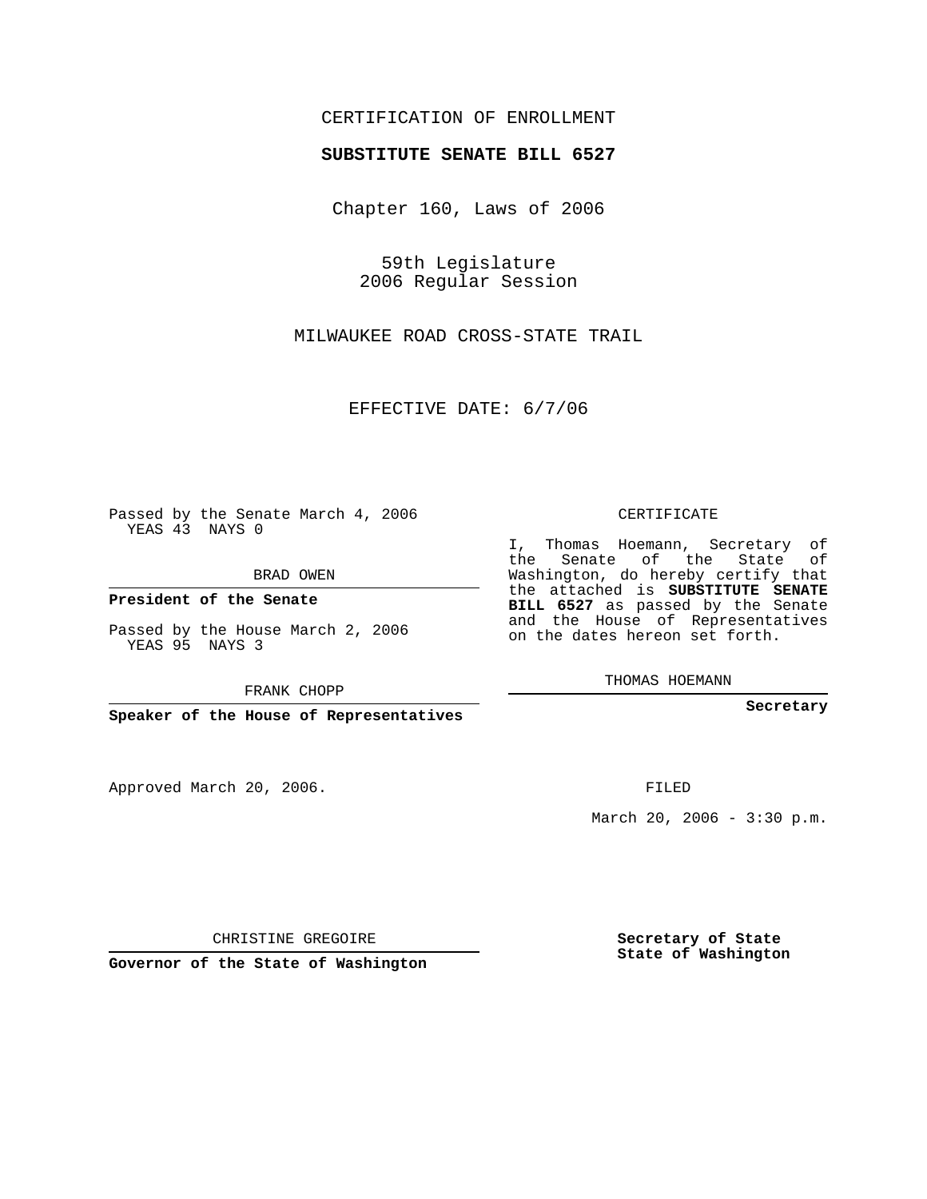CERTIFICATION OF ENROLLMENT

**SUBSTITUTE SENATE BILL 6527**

Chapter 160, Laws of 2006

59th Legislature
2006 Regular Session

MILWAUKEE ROAD CROSS-STATE TRAIL

EFFECTIVE DATE: 6/7/06

Passed by the Senate March 4, 2006
YEAS 43 NAYS 0

BRAD OWEN

**President of the Senate**

Passed by the House March 2, 2006
YEAS 95 NAYS 3

FRANK CHOPP

**Speaker of the House of Representatives**

Approved March 20, 2006.

CHRISTINE GREGOIRE

**Governor of the State of Washington**

CERTIFICATE

I, Thomas Hoemann, Secretary of the Senate of the State of Washington, do hereby certify that the attached is **SUBSTITUTE SENATE BILL 6527** as passed by the Senate and the House of Representatives on the dates hereon set forth.

THOMAS HOEMANN

**Secretary**

FILED

March 20, 2006 - 3:30 p.m.

**Secretary of State**
**State of Washington**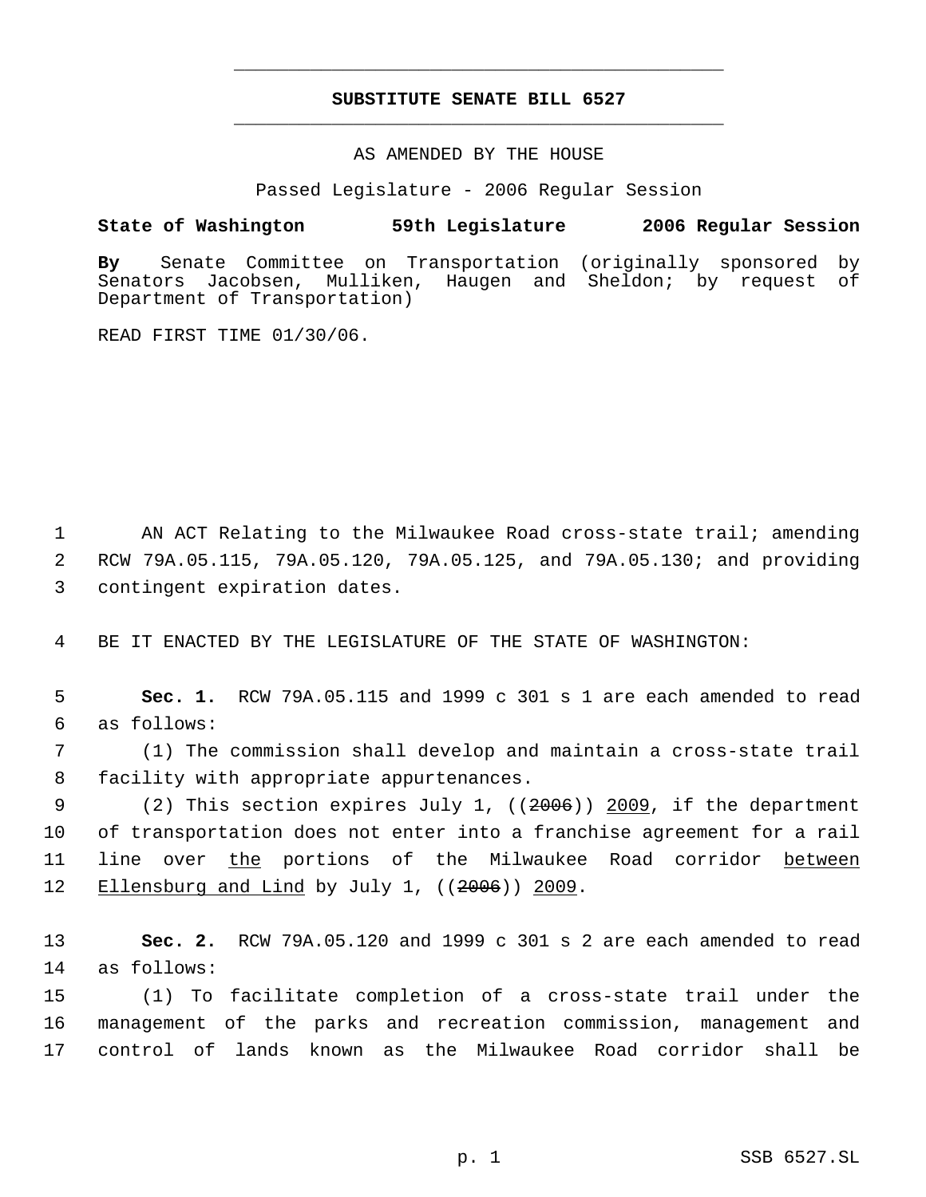# SUBSTITUTE SENATE BILL 6527

AS AMENDED BY THE HOUSE

Passed Legislature - 2006 Regular Session

**State of Washington 59th Legislature 2006 Regular Session**

**By** Senate Committee on Transportation (originally sponsored by Senators Jacobsen, Mulliken, Haugen and Sheldon; by request of Department of Transportation)

READ FIRST TIME 01/30/06.

1 AN ACT Relating to the Milwaukee Road cross-state trail; amending
2 RCW 79A.05.115, 79A.05.120, 79A.05.125, and 79A.05.130; and providing
3 contingent expiration dates.

4 BE IT ENACTED BY THE LEGISLATURE OF THE STATE OF WASHINGTON:

5 **Sec. 1.** RCW 79A.05.115 and 1999 c 301 s 1 are each amended to read
6 as follows:

7 (1) The commission shall develop and maintain a cross-state trail
8 facility with appropriate appurtenances.

9 (2) This section expires July 1, ((~~2006~~)) <u>2009</u>, if the department
10 of transportation does not enter into a franchise agreement for a rail
11 line over <u>the</u> portions of the Milwaukee Road corridor <u>between</u>
12 <u>Ellensburg and Lind</u> by July 1, ((~~2006~~)) <u>2009</u>.

13 **Sec. 2.** RCW 79A.05.120 and 1999 c 301 s 2 are each amended to read
14 as follows:

15 (1) To facilitate completion of a cross-state trail under the
16 management of the parks and recreation commission, management and
17 control of lands known as the Milwaukee Road corridor shall be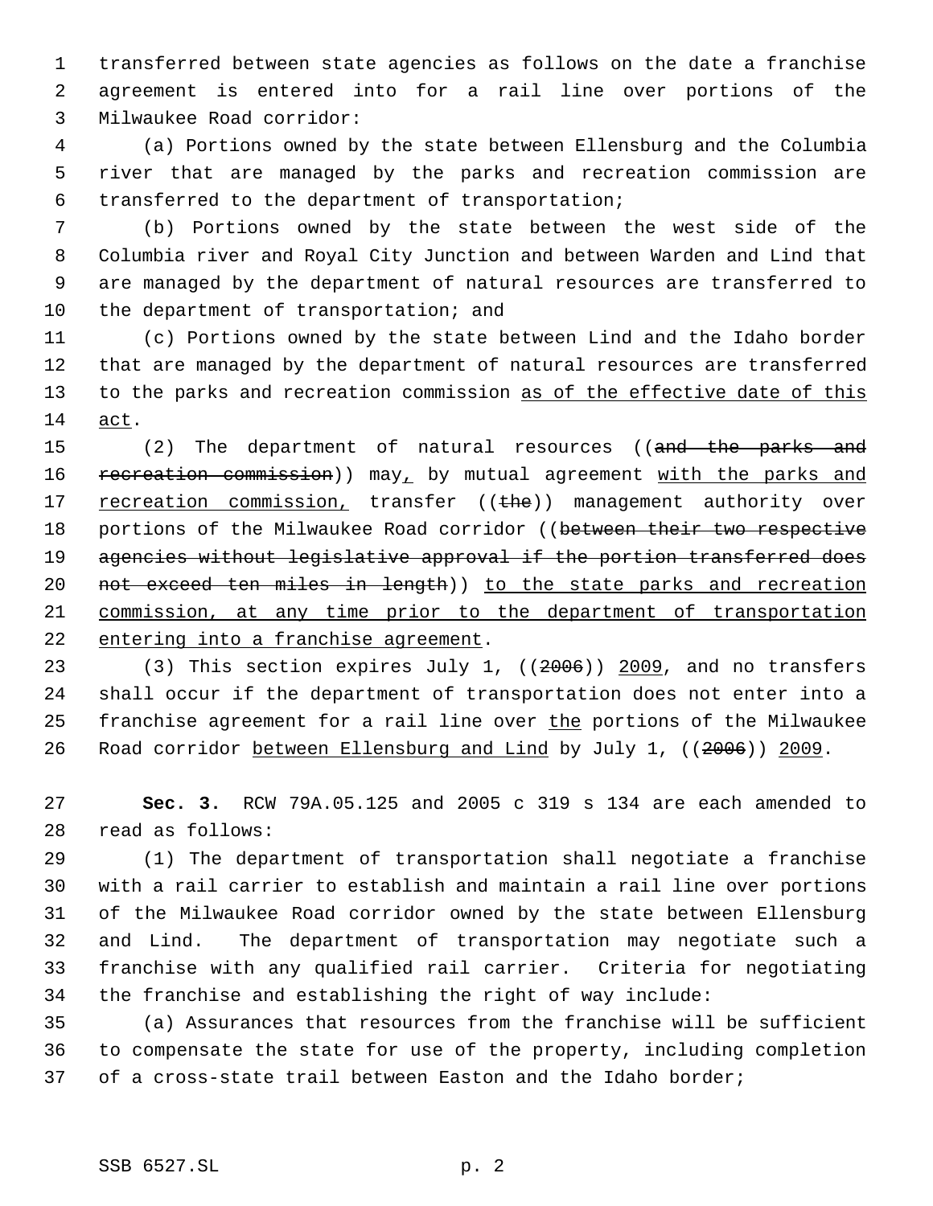transferred between state agencies as follows on the date a franchise agreement is entered into for a rail line over portions of the Milwaukee Road corridor:

(a) Portions owned by the state between Ellensburg and the Columbia river that are managed by the parks and recreation commission are transferred to the department of transportation;

(b) Portions owned by the state between the west side of the Columbia river and Royal City Junction and between Warden and Lind that are managed by the department of natural resources are transferred to the department of transportation; and

(c) Portions owned by the state between Lind and the Idaho border that are managed by the department of natural resources are transferred to the parks and recreation commission <u>as of the effective date of this act</u>.

(2) The department of natural resources ((~~and the parks and recreation commission~~)) may<u>,</u> by mutual agreement <u>with the parks and recreation commission,</u> transfer ((~~the~~)) management authority over portions of the Milwaukee Road corridor ((~~between their two respective agencies without legislative approval if the portion transferred does not exceed ten miles in length~~)) <u>to the state parks and recreation commission, at any time prior to the department of transportation entering into a franchise agreement</u>.

(3) This section expires July 1, ((~~2006~~)) <u>2009</u>, and no transfers shall occur if the department of transportation does not enter into a franchise agreement for a rail line over <u>the</u> portions of the Milwaukee Road corridor <u>between Ellensburg and Lind</u> by July 1, ((~~2006~~)) <u>2009</u>.

**Sec. 3.** RCW 79A.05.125 and 2005 c 319 s 134 are each amended to read as follows:

(1) The department of transportation shall negotiate a franchise with a rail carrier to establish and maintain a rail line over portions of the Milwaukee Road corridor owned by the state between Ellensburg and Lind. The department of transportation may negotiate such a franchise with any qualified rail carrier. Criteria for negotiating the franchise and establishing the right of way include:

(a) Assurances that resources from the franchise will be sufficient to compensate the state for use of the property, including completion of a cross-state trail between Easton and the Idaho border;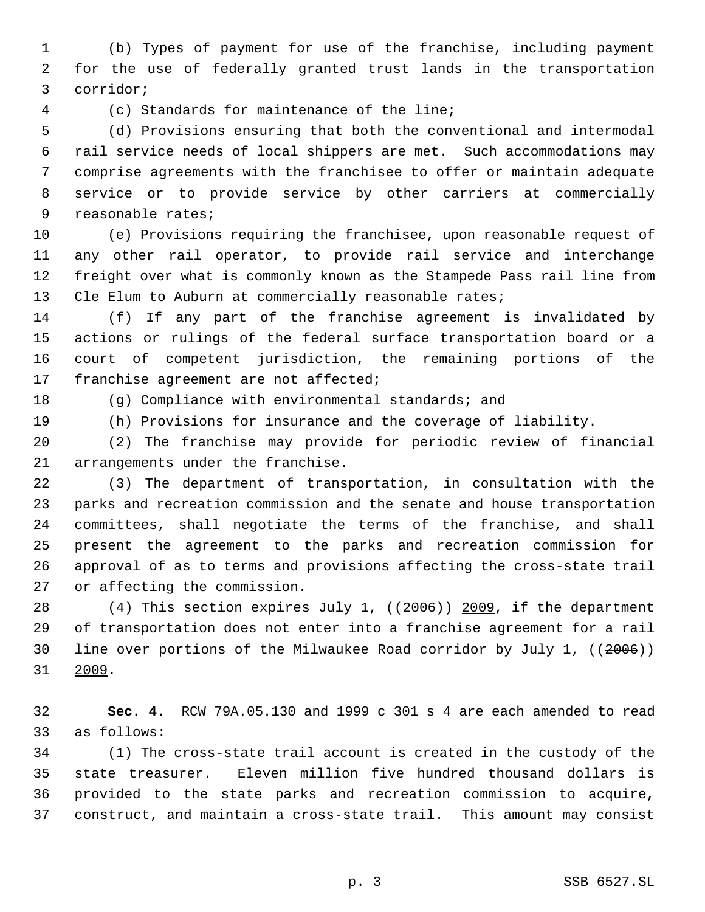(b) Types of payment for use of the franchise, including payment for the use of federally granted trust lands in the transportation corridor;

(c) Standards for maintenance of the line;

(d) Provisions ensuring that both the conventional and intermodal rail service needs of local shippers are met. Such accommodations may comprise agreements with the franchisee to offer or maintain adequate service or to provide service by other carriers at commercially reasonable rates;

(e) Provisions requiring the franchisee, upon reasonable request of any other rail operator, to provide rail service and interchange freight over what is commonly known as the Stampede Pass rail line from Cle Elum to Auburn at commercially reasonable rates;

(f) If any part of the franchise agreement is invalidated by actions or rulings of the federal surface transportation board or a court of competent jurisdiction, the remaining portions of the franchise agreement are not affected;

(g) Compliance with environmental standards; and

(h) Provisions for insurance and the coverage of liability.

(2) The franchise may provide for periodic review of financial arrangements under the franchise.

(3) The department of transportation, in consultation with the parks and recreation commission and the senate and house transportation committees, shall negotiate the terms of the franchise, and shall present the agreement to the parks and recreation commission for approval of as to terms and provisions affecting the cross-state trail or affecting the commission.

(4) This section expires July 1, ((~~2006~~)) 2009, if the department of transportation does not enter into a franchise agreement for a rail line over portions of the Milwaukee Road corridor by July 1, ((~~2006~~)) 2009.

**Sec. 4.** RCW 79A.05.130 and 1999 c 301 s 4 are each amended to read as follows:

(1) The cross-state trail account is created in the custody of the state treasurer. Eleven million five hundred thousand dollars is provided to the state parks and recreation commission to acquire, construct, and maintain a cross-state trail. This amount may consist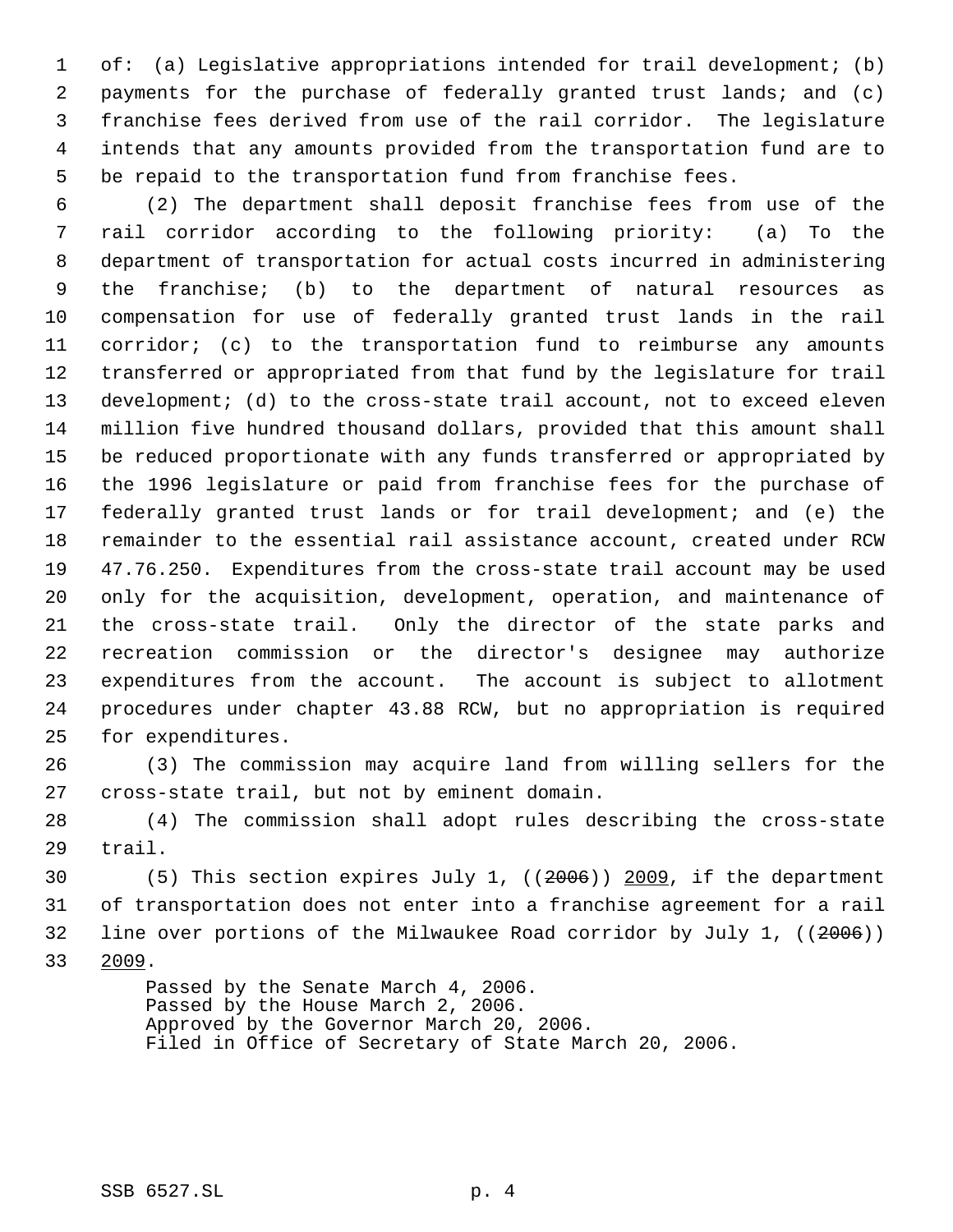of: (a) Legislative appropriations intended for trail development; (b) payments for the purchase of federally granted trust lands; and (c) franchise fees derived from use of the rail corridor. The legislature intends that any amounts provided from the transportation fund are to be repaid to the transportation fund from franchise fees.

(2) The department shall deposit franchise fees from use of the rail corridor according to the following priority: (a) To the department of transportation for actual costs incurred in administering the franchise; (b) to the department of natural resources as compensation for use of federally granted trust lands in the rail corridor; (c) to the transportation fund to reimburse any amounts transferred or appropriated from that fund by the legislature for trail development; (d) to the cross-state trail account, not to exceed eleven million five hundred thousand dollars, provided that this amount shall be reduced proportionate with any funds transferred or appropriated by the 1996 legislature or paid from franchise fees for the purchase of federally granted trust lands or for trail development; and (e) the remainder to the essential rail assistance account, created under RCW 47.76.250. Expenditures from the cross-state trail account may be used only for the acquisition, development, operation, and maintenance of the cross-state trail. Only the director of the state parks and recreation commission or the director's designee may authorize expenditures from the account. The account is subject to allotment procedures under chapter 43.88 RCW, but no appropriation is required for expenditures.

(3) The commission may acquire land from willing sellers for the cross-state trail, but not by eminent domain.

(4) The commission shall adopt rules describing the cross-state trail.

(5) This section expires July 1, ((~~2006~~)) <u>2009</u>, if the department of transportation does not enter into a franchise agreement for a rail line over portions of the Milwaukee Road corridor by July 1, ((~~2006~~)) <u>2009</u>.

Passed by the Senate March 4, 2006.
Passed by the House March 2, 2006.
Approved by the Governor March 20, 2006.
Filed in Office of Secretary of State March 20, 2006.